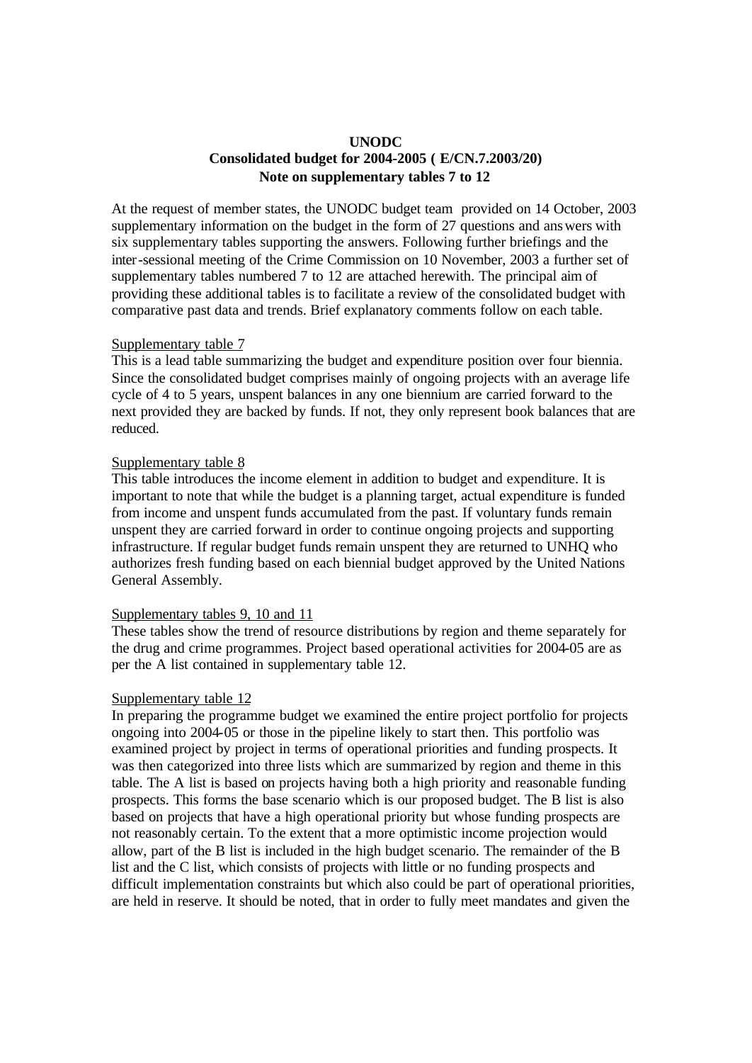**UNODC**
**Consolidated budget for 2004-2005 ( E/CN.7.2003/20)**
**Note on supplementary tables 7 to 12**

At the request of member states, the UNODC budget team provided on 14 October, 2003 supplementary information on the budget in the form of 27 questions and answers with six supplementary tables supporting the answers. Following further briefings and the inter-sessional meeting of the Crime Commission on 10 November, 2003 a further set of supplementary tables numbered 7 to 12 are attached herewith. The principal aim of providing these additional tables is to facilitate a review of the consolidated budget with comparative past data and trends. Brief explanatory comments follow on each table.

Supplementary table 7

This is a lead table summarizing the budget and expenditure position over four biennia. Since the consolidated budget comprises mainly of ongoing projects with an average life cycle of 4 to 5 years, unspent balances in any one biennium are carried forward to the next provided they are backed by funds. If not, they only represent book balances that are reduced.

Supplementary table 8

This table introduces the income element in addition to budget and expenditure. It is important to note that while the budget is a planning target, actual expenditure is funded from income and unspent funds accumulated from the past. If voluntary funds remain unspent they are carried forward in order to continue ongoing projects and supporting infrastructure. If regular budget funds remain unspent they are returned to UNHQ who authorizes fresh funding based on each biennial budget approved by the United Nations General Assembly.

Supplementary tables 9, 10 and 11

These tables show the trend of resource distributions by region and theme separately for the drug and crime programmes. Project based operational activities for 2004-05 are as per the A list contained in supplementary table 12.

Supplementary table 12

In preparing the programme budget we examined the entire project portfolio for projects ongoing into 2004-05 or those in the pipeline likely to start then. This portfolio was examined project by project in terms of operational priorities and funding prospects. It was then categorized into three lists which are summarized by region and theme in this table. The A list is based on projects having both a high priority and reasonable funding prospects. This forms the base scenario which is our proposed budget. The B list is also based on projects that have a high operational priority but whose funding prospects are not reasonably certain. To the extent that a more optimistic income projection would allow, part of the B list is included in the high budget scenario. The remainder of the B list and the C list, which consists of projects with little or no funding prospects and difficult implementation constraints but which also could be part of operational priorities, are held in reserve. It should be noted, that in order to fully meet mandates and given the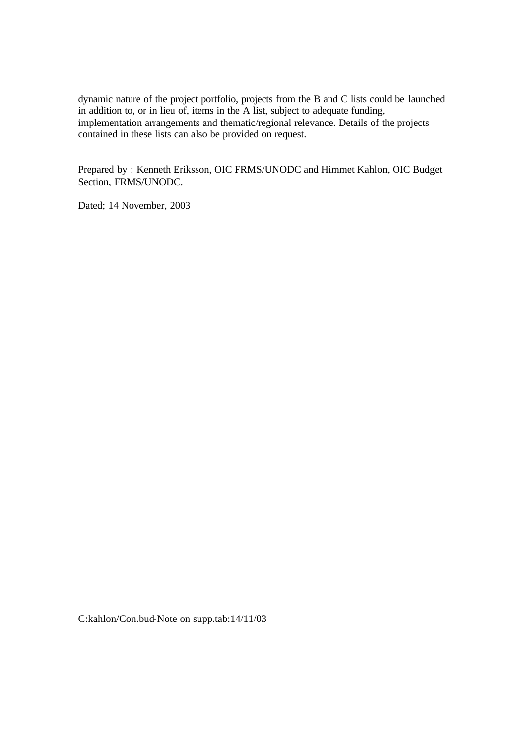dynamic nature of the project portfolio, projects from the B and C lists could be launched in addition to, or in lieu of, items in the A list, subject to adequate funding, implementation arrangements and thematic/regional relevance. Details of the projects contained in these lists can also be provided on request.

Prepared by : Kenneth Eriksson, OIC FRMS/UNODC and Himmet Kahlon, OIC Budget Section, FRMS/UNODC.

Dated; 14 November, 2003

C:kahlon/Con.bud-Note on supp.tab:14/11/03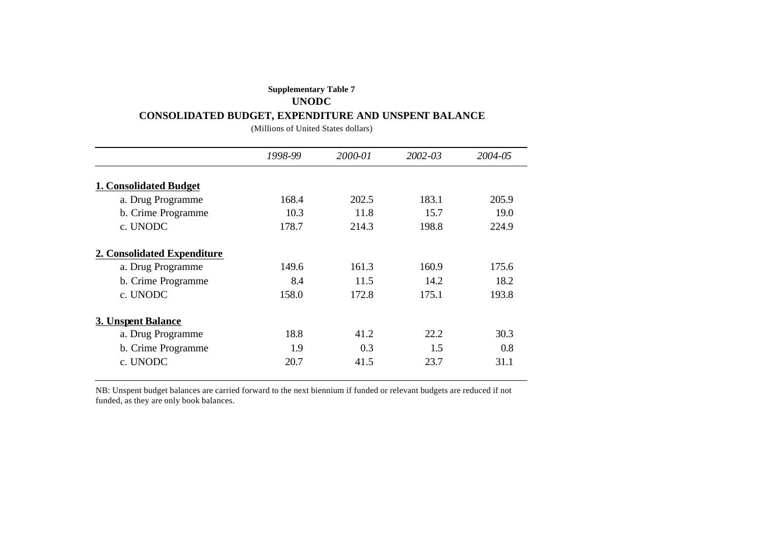**Supplementary Table 7**

**UNODC**

**CONSOLIDATED BUDGET, EXPENDITURE AND UNSPENT BALANCE**

(Millions of United States dollars)

| | *1998-99* | *2000-01* | *2002-03* | *2004-05* |
|---|---|---|---|---|
| **1. Consolidated Budget** | | | | |
| a. Drug Programme | 168.4 | 202.5 | 183.1 | 205.9 |
| b. Crime Programme | 10.3 | 11.8 | 15.7 | 19.0 |
| c. UNODC | 178.7 | 214.3 | 198.8 | 224.9 |
| **2. Consolidated Expenditure** | | | | |
| a. Drug Programme | 149.6 | 161.3 | 160.9 | 175.6 |
| b. Crime Programme | 8.4 | 11.5 | 14.2 | 18.2 |
| c. UNODC | 158.0 | 172.8 | 175.1 | 193.8 |
| **3. Unspent Balance** | | | | |
| a. Drug Programme | 18.8 | 41.2 | 22.2 | 30.3 |
| b. Crime Programme | 1.9 | 0.3 | 1.5 | 0.8 |
| c. UNODC | 20.7 | 41.5 | 23.7 | 31.1 |

NB: Unspent budget balances are carried forward to the next biennium if funded or relevant budgets are reduced if not funded, as they are only book balances.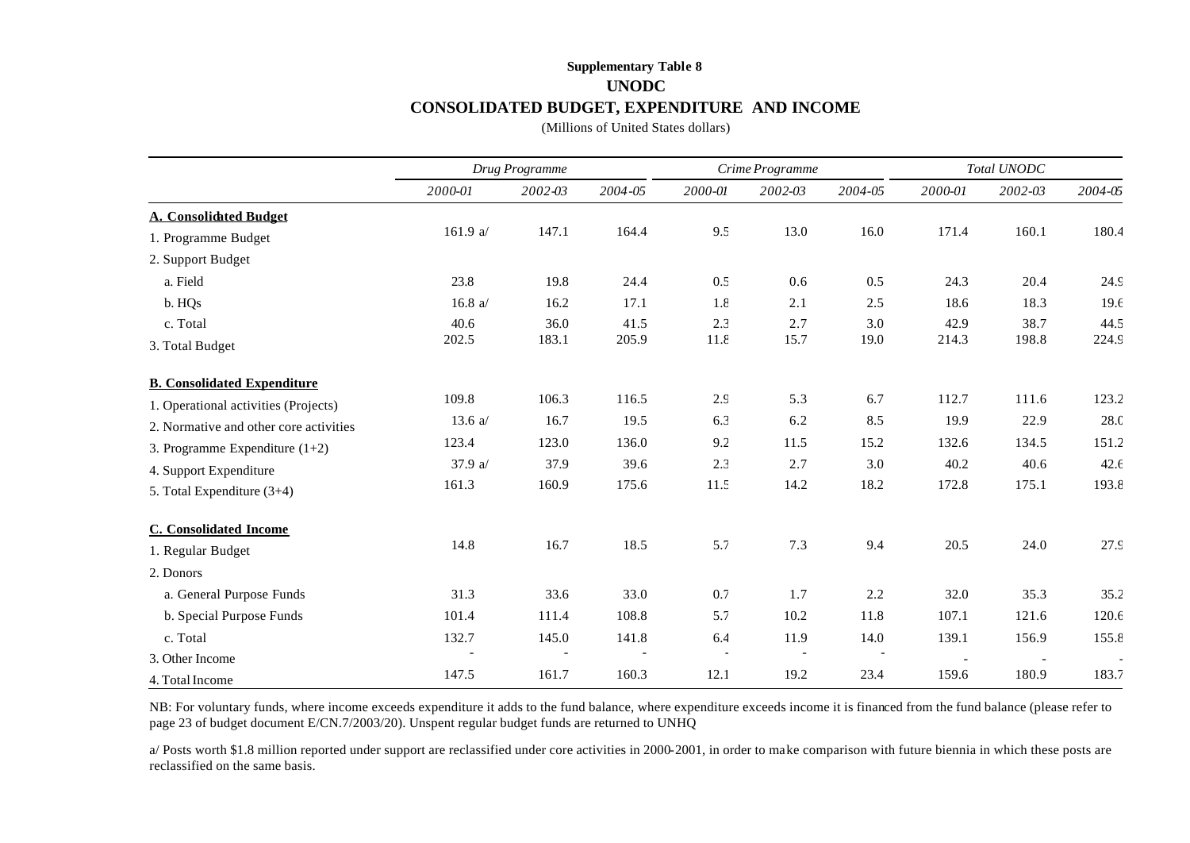**Supplementary Table 8**

**UNODC**

**CONSOLIDATED BUDGET, EXPENDITURE AND INCOME**

(Millions of United States dollars)

| | *Drug Programme* | | | *Crime Programme* | | | *Total UNODC* | | |
|---|---|---|---|---|---|---|---|---|---|
| | *2000-01* | *2002-03* | *2004-05* | *2000-01* | *2002-03* | *2004-05* | *2000-01* | *2002-03* | *2004-05* |
| **A. Consolidated Budget** | | | | | | | | | |
| 1. Programme Budget | 161.9 a/ | 147.1 | 164.4 | 9.5 | 13.0 | 16.0 | 171.4 | 160.1 | 180.4 |
| 2. Support Budget | | | | | | | | | |
| a. Field | 23.8 | 19.8 | 24.4 | 0.5 | 0.6 | 0.5 | 24.3 | 20.4 | 24.9 |
| b. HQs | 16.8 a/ | 16.2 | 17.1 | 1.8 | 2.1 | 2.5 | 18.6 | 18.3 | 19.6 |
| c. Total | 40.6 | 36.0 | 41.5 | 2.3 | 2.7 | 3.0 | 42.9 | 38.7 | 44.5 |
| 3. Total Budget | 202.5 | 183.1 | 205.9 | 11.8 | 15.7 | 19.0 | 214.3 | 198.8 | 224.9 |
| **B. Consolidated Expenditure** | | | | | | | | | |
| 1. Operational activities (Projects) | 109.8 | 106.3 | 116.5 | 2.9 | 5.3 | 6.7 | 112.7 | 111.6 | 123.2 |
| 2. Normative and other core activities | 13.6 a/ | 16.7 | 19.5 | 6.3 | 6.2 | 8.5 | 19.9 | 22.9 | 28.0 |
| 3. Programme Expenditure (1+2) | 123.4 | 123.0 | 136.0 | 9.2 | 11.5 | 15.2 | 132.6 | 134.5 | 151.2 |
| 4. Support Expenditure | 37.9 a/ | 37.9 | 39.6 | 2.3 | 2.7 | 3.0 | 40.2 | 40.6 | 42.6 |
| 5. Total Expenditure (3+4) | 161.3 | 160.9 | 175.6 | 11.5 | 14.2 | 18.2 | 172.8 | 175.1 | 193.8 |
| **C. Consolidated Income** | | | | | | | | | |
| 1. Regular Budget | 14.8 | 16.7 | 18.5 | 5.7 | 7.3 | 9.4 | 20.5 | 24.0 | 27.9 |
| 2. Donors | | | | | | | | | |
| a. General Purpose Funds | 31.3 | 33.6 | 33.0 | 0.7 | 1.7 | 2.2 | 32.0 | 35.3 | 35.2 |
| b. Special Purpose Funds | 101.4 | 111.4 | 108.8 | 5.7 | 10.2 | 11.8 | 107.1 | 121.6 | 120.6 |
| c. Total | 132.7 | 145.0 | 141.8 | 6.4 | 11.9 | 14.0 | 139.1 | 156.9 | 155.8 |
| 3. Other Income | - | - | - | - | - | - | - | - | - |
| 4. Total Income | 147.5 | 161.7 | 160.3 | 12.1 | 19.2 | 23.4 | 159.6 | 180.9 | 183.7 |

NB: For voluntary funds, where income exceeds expenditure it adds to the fund balance, where expenditure exceeds income it is financed from the fund balance (please refer to page 23 of budget document E/CN.7/2003/20). Unspent regular budget funds are returned to UNHQ

a/ Posts worth $1.8 million reported under support are reclassified under core activities in 2000-2001, in order to make comparison with future biennia in which these posts are reclassified on the same basis.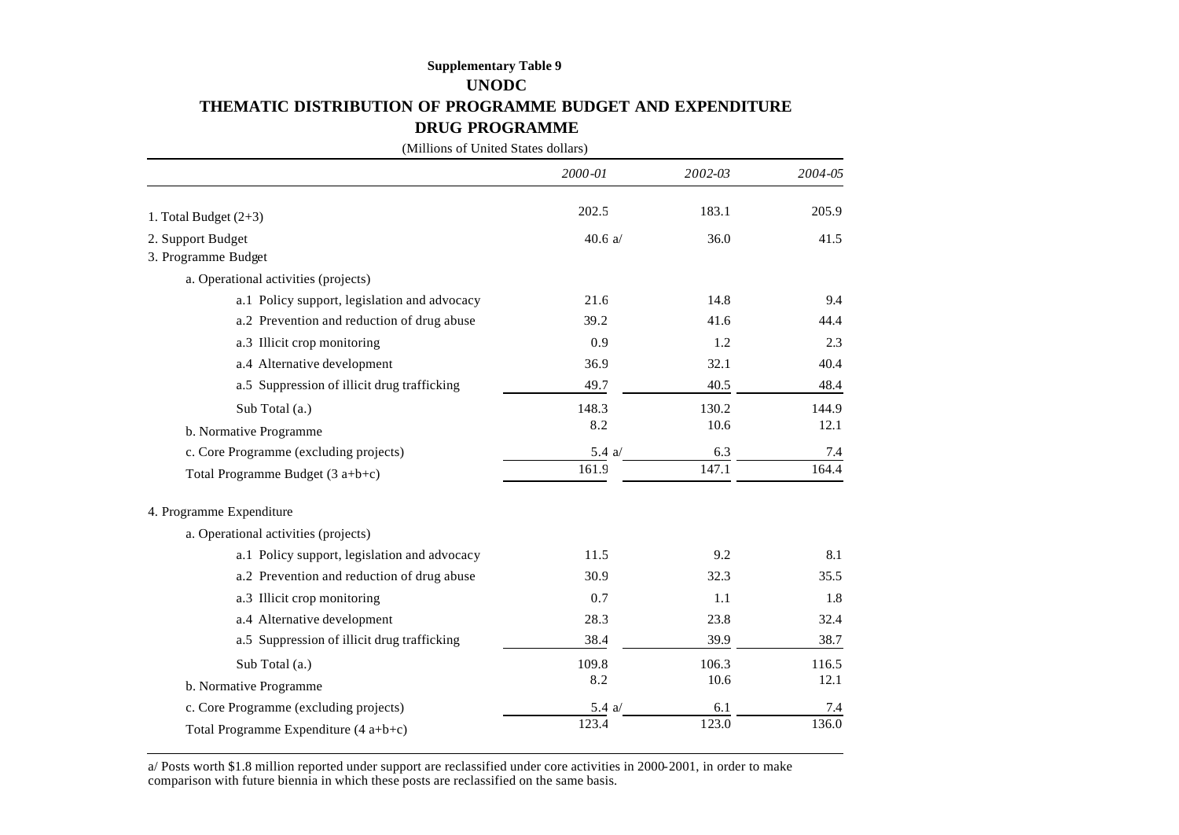**Supplementary Table 9**

**UNODC**

**THEMATIC DISTRIBUTION OF PROGRAMME BUDGET AND EXPENDITURE**

**DRUG PROGRAMME**

(Millions of United States dollars)

| | *2000-01* | *2002-03* | *2004-05* |
|---|---|---|---|
| 1. Total Budget (2+3) | 202.5 | 183.1 | 205.9 |
| 2. Support Budget | 40.6 a/ | 36.0 | 41.5 |
| 3. Programme Budget | | | |
| a. Operational activities (projects) | | | |
| a.1 Policy support, legislation and advocacy | 21.6 | 14.8 | 9.4 |
| a.2 Prevention and reduction of drug abuse | 39.2 | 41.6 | 44.4 |
| a.3 Illicit crop monitoring | 0.9 | 1.2 | 2.3 |
| a.4 Alternative development | 36.9 | 32.1 | 40.4 |
| a.5 Suppression of illicit drug trafficking | 49.7 | 40.5 | 48.4 |
| Sub Total (a.) | 148.3 | 130.2 | 144.9 |
| b. Normative Programme | 8.2 | 10.6 | 12.1 |
| c. Core Programme (excluding projects) | 5.4 a/ | 6.3 | 7.4 |
| Total Programme Budget (3 a+b+c) | 161.9 | 147.1 | 164.4 |
| 4. Programme Expenditure | | | |
| a. Operational activities (projects) | | | |
| a.1 Policy support, legislation and advocacy | 11.5 | 9.2 | 8.1 |
| a.2 Prevention and reduction of drug abuse | 30.9 | 32.3 | 35.5 |
| a.3 Illicit crop monitoring | 0.7 | 1.1 | 1.8 |
| a.4 Alternative development | 28.3 | 23.8 | 32.4 |
| a.5 Suppression of illicit drug trafficking | 38.4 | 39.9 | 38.7 |
| Sub Total (a.) | 109.8 | 106.3 | 116.5 |
| b. Normative Programme | 8.2 | 10.6 | 12.1 |
| c. Core Programme (excluding projects) | 5.4 a/ | 6.1 | 7.4 |
| Total Programme Expenditure (4 a+b+c) | 123.4 | 123.0 | 136.0 |

a/ Posts worth $1.8 million reported under support are reclassified under core activities in 2000-2001, in order to make comparison with future biennia in which these posts are reclassified on the same basis.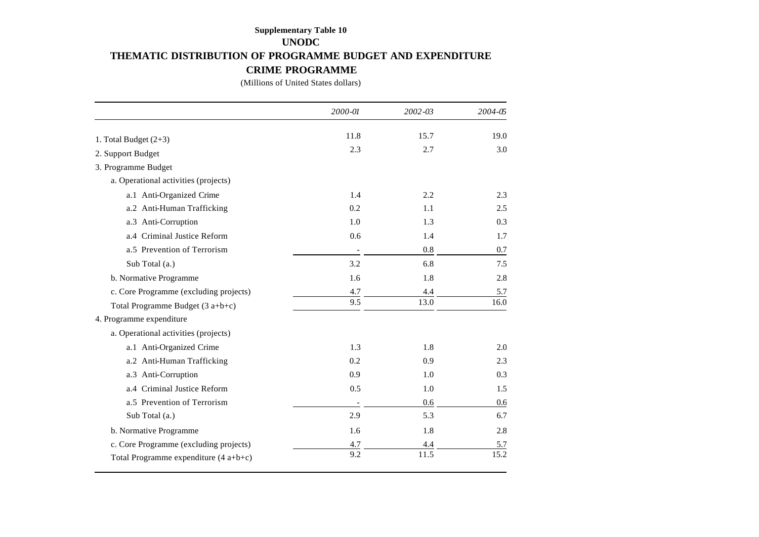**Supplementary Table 10**

**UNODC**

**THEMATIC DISTRIBUTION OF PROGRAMME BUDGET AND EXPENDITURE**

**CRIME PROGRAMME**

(Millions of United States dollars)

| | *2000-01* | *2002-03* | *2004-05* |
|---|---|---|---|
| 1. Total Budget (2+3) | 11.8 | 15.7 | 19.0 |
| 2. Support Budget | 2.3 | 2.7 | 3.0 |
| 3. Programme Budget | | | |
| a. Operational activities (projects) | | | |
| a.1 Anti-Organized Crime | 1.4 | 2.2 | 2.3 |
| a.2 Anti-Human Trafficking | 0.2 | 1.1 | 2.5 |
| a.3 Anti-Corruption | 1.0 | 1.3 | 0.3 |
| a.4 Criminal Justice Reform | 0.6 | 1.4 | 1.7 |
| a.5 Prevention of Terrorism | - | 0.8 | 0.7 |
| Sub Total (a.) | 3.2 | 6.8 | 7.5 |
| b. Normative Programme | 1.6 | 1.8 | 2.8 |
| c. Core Programme (excluding projects) | 4.7 | 4.4 | 5.7 |
| Total Programme Budget (3 a+b+c) | 9.5 | 13.0 | 16.0 |
| 4. Programme expenditure | | | |
| a. Operational activities (projects) | | | |
| a.1 Anti-Organized Crime | 1.3 | 1.8 | 2.0 |
| a.2 Anti-Human Trafficking | 0.2 | 0.9 | 2.3 |
| a.3 Anti-Corruption | 0.9 | 1.0 | 0.3 |
| a.4 Criminal Justice Reform | 0.5 | 1.0 | 1.5 |
| a.5 Prevention of Terrorism | - | 0.6 | 0.6 |
| Sub Total (a.) | 2.9 | 5.3 | 6.7 |
| b. Normative Programme | 1.6 | 1.8 | 2.8 |
| c. Core Programme (excluding projects) | 4.7 | 4.4 | 5.7 |
| Total Programme expenditure (4 a+b+c) | 9.2 | 11.5 | 15.2 |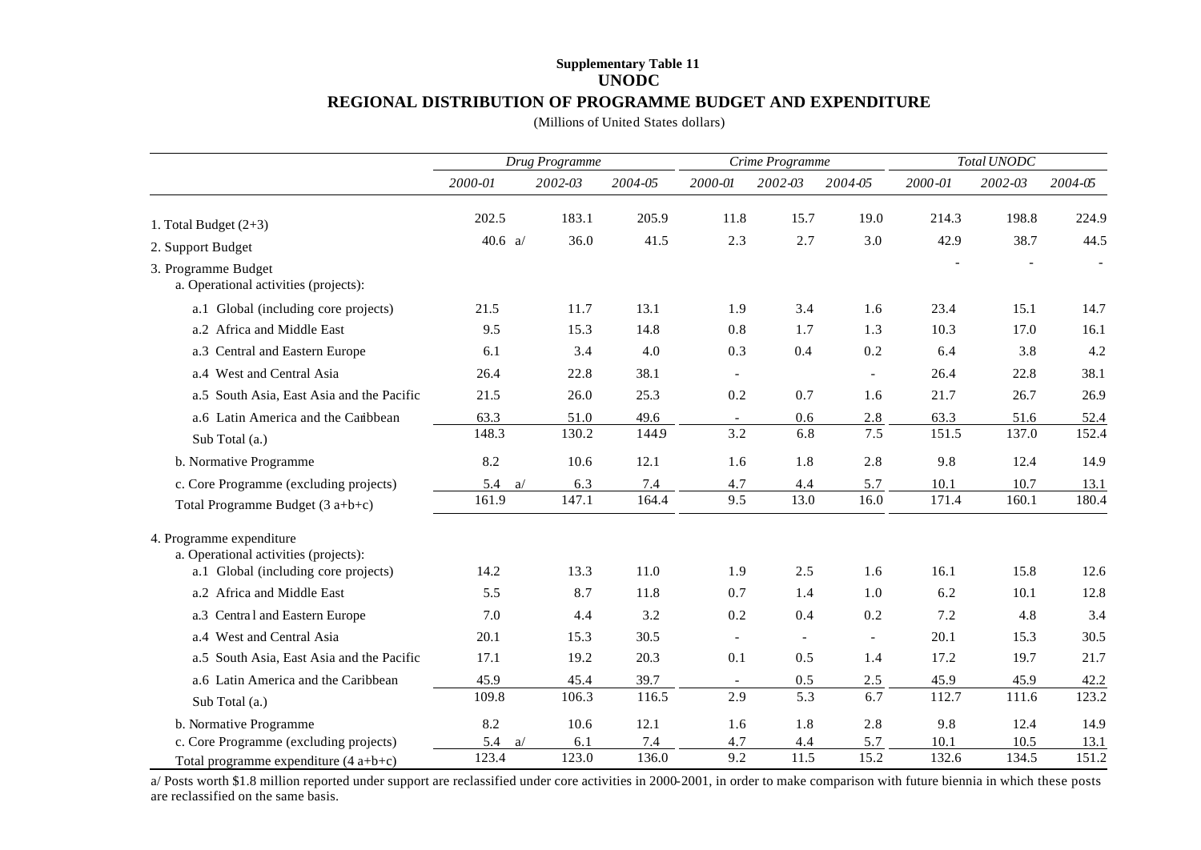**Supplementary Table 11**
**UNODC**

## REGIONAL DISTRIBUTION OF PROGRAMME BUDGET AND EXPENDITURE

(Millions of United States dollars)

| | *Drug Programme* | | | *Crime Programme* | | | *Total UNODC* | | |
|---|---|---|---|---|---|---|---|---|---|
| | *2000-01* | *2002-03* | *2004-05* | *2000-01* | *2002-03* | *2004-05* | *2000-01* | *2002-03* | *2004-05* |
| 1. Total Budget (2+3) | 202.5 | 183.1 | 205.9 | 11.8 | 15.7 | 19.0 | 214.3 | 198.8 | 224.9 |
| 2. Support Budget | 40.6 a/ | 36.0 | 41.5 | 2.3 | 2.7 | 3.0 | 42.9 | 38.7 | 44.5 |
| 3. Programme Budget | | | | | | | - | - | - |
| a. Operational activities (projects): | | | | | | | | | |
| a.1 Global (including core projects) | 21.5 | 11.7 | 13.1 | 1.9 | 3.4 | 1.6 | 23.4 | 15.1 | 14.7 |
| a.2 Africa and Middle East | 9.5 | 15.3 | 14.8 | 0.8 | 1.7 | 1.3 | 10.3 | 17.0 | 16.1 |
| a.3 Central and Eastern Europe | 6.1 | 3.4 | 4.0 | 0.3 | 0.4 | 0.2 | 6.4 | 3.8 | 4.2 |
| a.4 West and Central Asia | 26.4 | 22.8 | 38.1 | - | | - | 26.4 | 22.8 | 38.1 |
| a.5 South Asia, East Asia and the Pacific | 21.5 | 26.0 | 25.3 | 0.2 | 0.7 | 1.6 | 21.7 | 26.7 | 26.9 |
| a.6 Latin America and the Caribbean | 63.3 | 51.0 | 49.6 | - | 0.6 | 2.8 | 63.3 | 51.6 | 52.4 |
| Sub Total (a.) | 148.3 | 130.2 | 144.9 | 3.2 | 6.8 | 7.5 | 151.5 | 137.0 | 152.4 |
| b. Normative Programme | 8.2 | 10.6 | 12.1 | 1.6 | 1.8 | 2.8 | 9.8 | 12.4 | 14.9 |
| c. Core Programme (excluding projects) | 5.4 a/ | 6.3 | 7.4 | 4.7 | 4.4 | 5.7 | 10.1 | 10.7 | 13.1 |
| Total Programme Budget (3 a+b+c) | 161.9 | 147.1 | 164.4 | 9.5 | 13.0 | 16.0 | 171.4 | 160.1 | 180.4 |
| 4. Programme expenditure | | | | | | | | | |
| a. Operational activities (projects): | | | | | | | | | |
| a.1 Global (including core projects) | 14.2 | 13.3 | 11.0 | 1.9 | 2.5 | 1.6 | 16.1 | 15.8 | 12.6 |
| a.2 Africa and Middle East | 5.5 | 8.7 | 11.8 | 0.7 | 1.4 | 1.0 | 6.2 | 10.1 | 12.8 |
| a.3 Central and Eastern Europe | 7.0 | 4.4 | 3.2 | 0.2 | 0.4 | 0.2 | 7.2 | 4.8 | 3.4 |
| a.4 West and Central Asia | 20.1 | 15.3 | 30.5 | - | - | - | 20.1 | 15.3 | 30.5 |
| a.5 South Asia, East Asia and the Pacific | 17.1 | 19.2 | 20.3 | 0.1 | 0.5 | 1.4 | 17.2 | 19.7 | 21.7 |
| a.6 Latin America and the Caribbean | 45.9 | 45.4 | 39.7 | - | 0.5 | 2.5 | 45.9 | 45.9 | 42.2 |
| Sub Total (a.) | 109.8 | 106.3 | 116.5 | 2.9 | 5.3 | 6.7 | 112.7 | 111.6 | 123.2 |
| b. Normative Programme | 8.2 | 10.6 | 12.1 | 1.6 | 1.8 | 2.8 | 9.8 | 12.4 | 14.9 |
| c. Core Programme (excluding projects) | 5.4 a/ | 6.1 | 7.4 | 4.7 | 4.4 | 5.7 | 10.1 | 10.5 | 13.1 |
| Total programme expenditure (4 a+b+c) | 123.4 | 123.0 | 136.0 | 9.2 | 11.5 | 15.2 | 132.6 | 134.5 | 151.2 |

a/ Posts worth $1.8 million reported under support are reclassified under core activities in 2000-2001, in order to make comparison with future biennia in which these posts are reclassified on the same basis.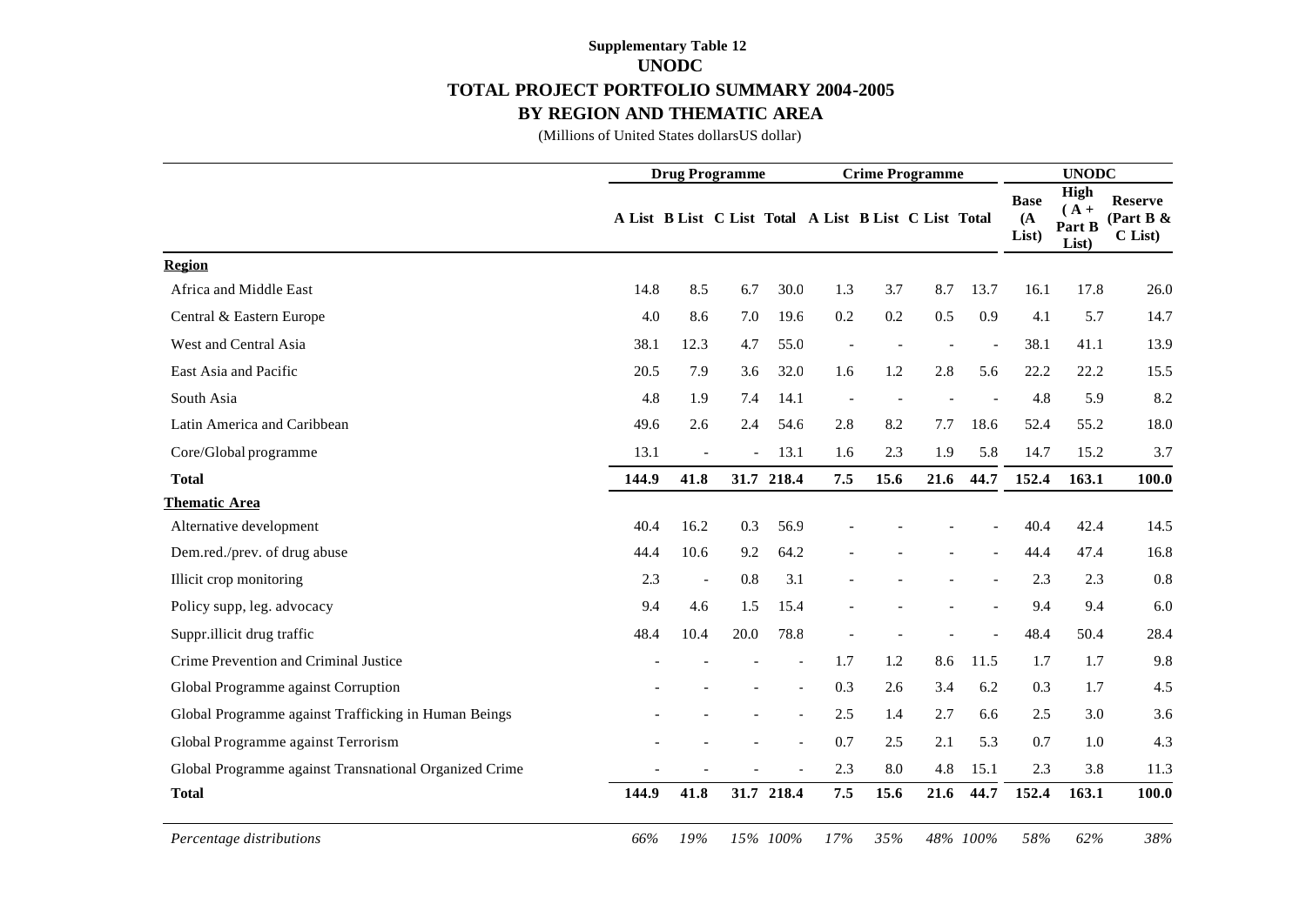**Supplementary Table 12**

**UNODC**

**TOTAL PROJECT PORTFOLIO SUMMARY 2004-2005**

**BY REGION AND THEMATIC AREA**

(Millions of United States dollarsUS dollar)

| | Drug Programme | | | | Crime Programme | | | | UNODC | | |
|---|---|---|---|---|---|---|---|---|---|---|---|
| | A List | B List | C List | Total | A List | B List | C List | Total | Base (A List) | High ( A + Part B List) | Reserve (Part B & C List) |
| **Region** | | | | | | | | | | | |
| Africa and Middle East | 14.8 | 8.5 | 6.7 | 30.0 | 1.3 | 3.7 | 8.7 | 13.7 | 16.1 | 17.8 | 26.0 |
| Central & Eastern Europe | 4.0 | 8.6 | 7.0 | 19.6 | 0.2 | 0.2 | 0.5 | 0.9 | 4.1 | 5.7 | 14.7 |
| West and Central Asia | 38.1 | 12.3 | 4.7 | 55.0 | - | - | - | - | 38.1 | 41.1 | 13.9 |
| East Asia and Pacific | 20.5 | 7.9 | 3.6 | 32.0 | 1.6 | 1.2 | 2.8 | 5.6 | 22.2 | 22.2 | 15.5 |
| South Asia | 4.8 | 1.9 | 7.4 | 14.1 | - | - | - | - | 4.8 | 5.9 | 8.2 |
| Latin America and Caribbean | 49.6 | 2.6 | 2.4 | 54.6 | 2.8 | 8.2 | 7.7 | 18.6 | 52.4 | 55.2 | 18.0 |
| Core/Global programme | 13.1 | - | - | 13.1 | 1.6 | 2.3 | 1.9 | 5.8 | 14.7 | 15.2 | 3.7 |
| **Total** | **144.9** | **41.8** | **31.7** | **218.4** | **7.5** | **15.6** | **21.6** | **44.7** | **152.4** | **163.1** | **100.0** |
| **Thematic Area** | | | | | | | | | | | |
| Alternative development | 40.4 | 16.2 | 0.3 | 56.9 | - | - | - | - | 40.4 | 42.4 | 14.5 |
| Dem.red./prev. of drug abuse | 44.4 | 10.6 | 9.2 | 64.2 | - | - | - | - | 44.4 | 47.4 | 16.8 |
| Illicit crop monitoring | 2.3 | - | 0.8 | 3.1 | - | - | - | - | 2.3 | 2.3 | 0.8 |
| Policy supp, leg. advocacy | 9.4 | 4.6 | 1.5 | 15.4 | - | - | - | - | 9.4 | 9.4 | 6.0 |
| Suppr.illicit drug traffic | 48.4 | 10.4 | 20.0 | 78.8 | - | - | - | - | 48.4 | 50.4 | 28.4 |
| Crime Prevention and Criminal Justice | - | - | - | - | 1.7 | 1.2 | 8.6 | 11.5 | 1.7 | 1.7 | 9.8 |
| Global Programme against Corruption | - | - | - | - | 0.3 | 2.6 | 3.4 | 6.2 | 0.3 | 1.7 | 4.5 |
| Global Programme against Trafficking in Human Beings | - | - | - | - | 2.5 | 1.4 | 2.7 | 6.6 | 2.5 | 3.0 | 3.6 |
| Global Programme against Terrorism | - | - | - | - | 0.7 | 2.5 | 2.1 | 5.3 | 0.7 | 1.0 | 4.3 |
| Global Programme against Transnational Organized Crime | - | - | - | - | 2.3 | 8.0 | 4.8 | 15.1 | 2.3 | 3.8 | 11.3 |
| **Total** | **144.9** | **41.8** | **31.7** | **218.4** | **7.5** | **15.6** | **21.6** | **44.7** | **152.4** | **163.1** | **100.0** |
| *Percentage distributions* | *66%* | *19%* | *15%* | *100%* | *17%* | *35%* | *48%* | *100%* | *58%* | *62%* | *38%* |